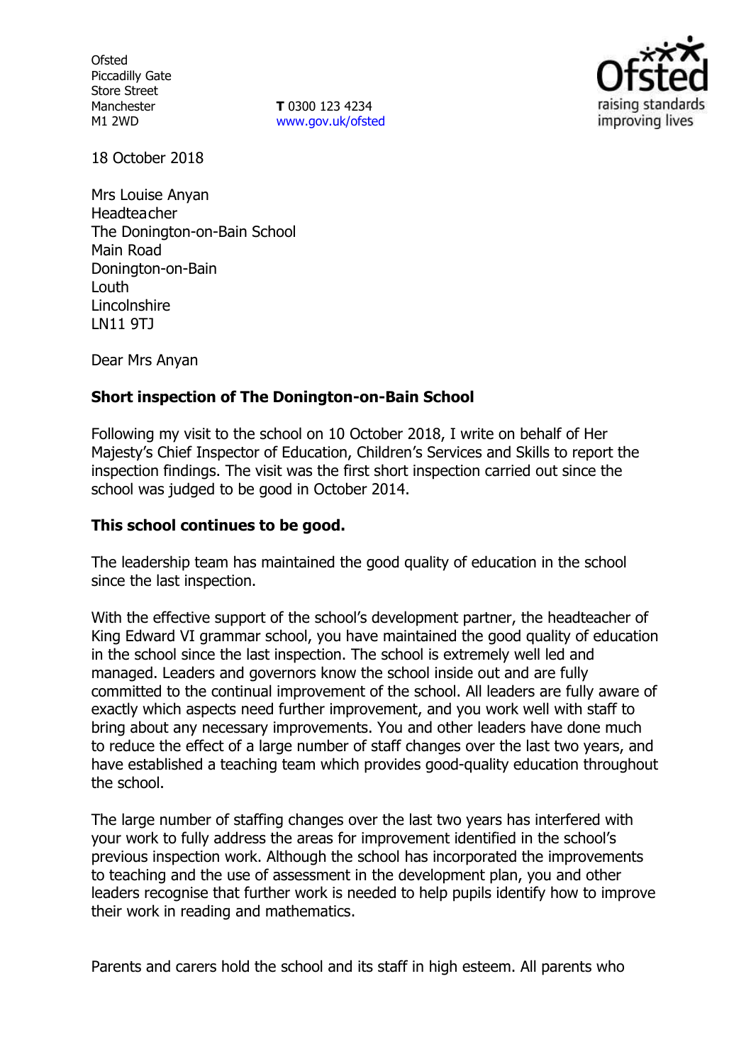Ofsted
Piccadilly Gate
Store Street
Manchester
M1 2WD

**T** 0300 123 4234
www.gov.uk/ofsted

18 October 2018

Mrs Louise Anyan
Headteacher
The Donington-on-Bain School
Main Road
Donington-on-Bain
Louth
Lincolnshire
LN11 9TJ

Dear Mrs Anyan

**Short inspection of The Donington-on-Bain School**

Following my visit to the school on 10 October 2018, I write on behalf of Her Majesty's Chief Inspector of Education, Children's Services and Skills to report the inspection findings. The visit was the first short inspection carried out since the school was judged to be good in October 2014.

**This school continues to be good.**

The leadership team has maintained the good quality of education in the school since the last inspection.

With the effective support of the school's development partner, the headteacher of King Edward VI grammar school, you have maintained the good quality of education in the school since the last inspection. The school is extremely well led and managed. Leaders and governors know the school inside out and are fully committed to the continual improvement of the school. All leaders are fully aware of exactly which aspects need further improvement, and you work well with staff to bring about any necessary improvements. You and other leaders have done much to reduce the effect of a large number of staff changes over the last two years, and have established a teaching team which provides good-quality education throughout the school.

The large number of staffing changes over the last two years has interfered with your work to fully address the areas for improvement identified in the school's previous inspection work. Although the school has incorporated the improvements to teaching and the use of assessment in the development plan, you and other leaders recognise that further work is needed to help pupils identify how to improve their work in reading and mathematics.

Parents and carers hold the school and its staff in high esteem. All parents who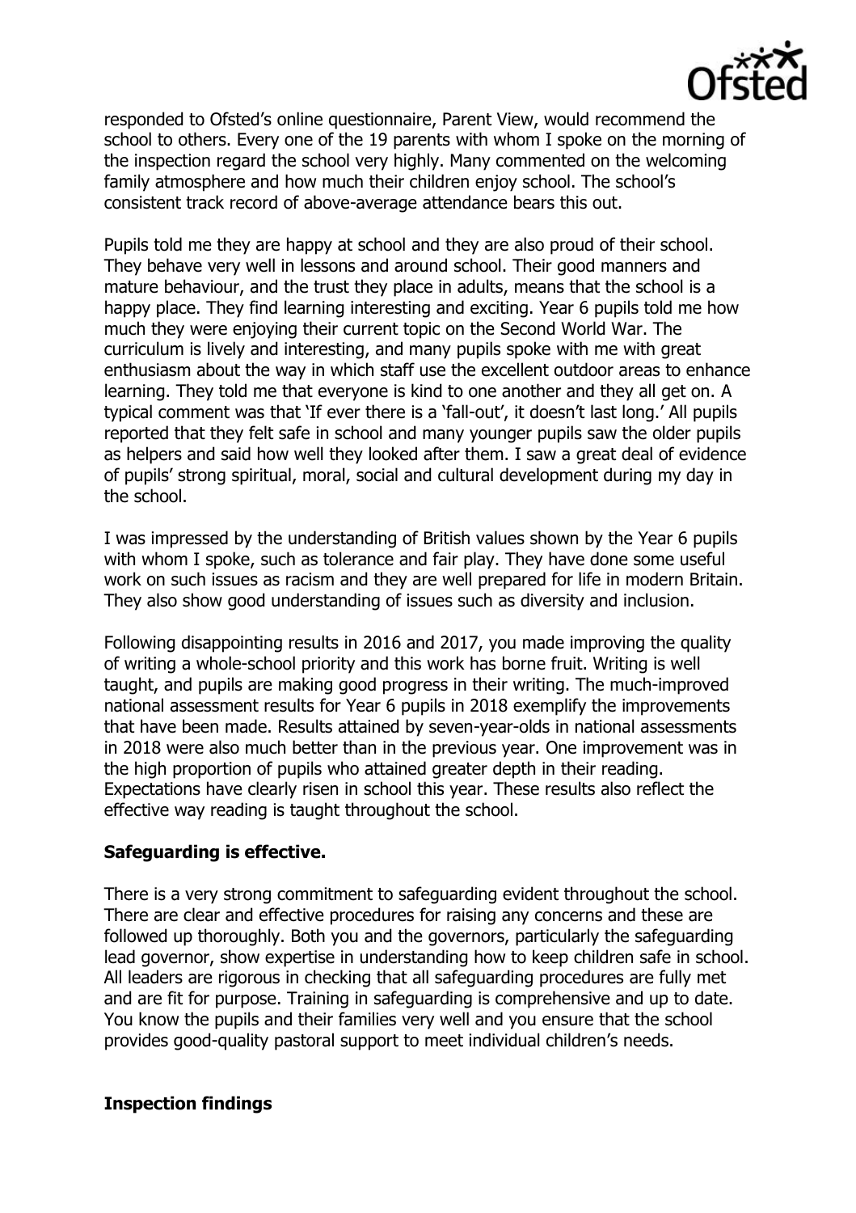responded to Ofsted's online questionnaire, Parent View, would recommend the school to others. Every one of the 19 parents with whom I spoke on the morning of the inspection regard the school very highly. Many commented on the welcoming family atmosphere and how much their children enjoy school. The school's consistent track record of above-average attendance bears this out.

Pupils told me they are happy at school and they are also proud of their school. They behave very well in lessons and around school. Their good manners and mature behaviour, and the trust they place in adults, means that the school is a happy place. They find learning interesting and exciting. Year 6 pupils told me how much they were enjoying their current topic on the Second World War. The curriculum is lively and interesting, and many pupils spoke with me with great enthusiasm about the way in which staff use the excellent outdoor areas to enhance learning. They told me that everyone is kind to one another and they all get on. A typical comment was that 'If ever there is a 'fall-out', it doesn't last long.' All pupils reported that they felt safe in school and many younger pupils saw the older pupils as helpers and said how well they looked after them. I saw a great deal of evidence of pupils' strong spiritual, moral, social and cultural development during my day in the school.

I was impressed by the understanding of British values shown by the Year 6 pupils with whom I spoke, such as tolerance and fair play. They have done some useful work on such issues as racism and they are well prepared for life in modern Britain. They also show good understanding of issues such as diversity and inclusion.

Following disappointing results in 2016 and 2017, you made improving the quality of writing a whole-school priority and this work has borne fruit. Writing is well taught, and pupils are making good progress in their writing. The much-improved national assessment results for Year 6 pupils in 2018 exemplify the improvements that have been made. Results attained by seven-year-olds in national assessments in 2018 were also much better than in the previous year. One improvement was in the high proportion of pupils who attained greater depth in their reading. Expectations have clearly risen in school this year. These results also reflect the effective way reading is taught throughout the school.

**Safeguarding is effective.**

There is a very strong commitment to safeguarding evident throughout the school. There are clear and effective procedures for raising any concerns and these are followed up thoroughly. Both you and the governors, particularly the safeguarding lead governor, show expertise in understanding how to keep children safe in school. All leaders are rigorous in checking that all safeguarding procedures are fully met and are fit for purpose. Training in safeguarding is comprehensive and up to date. You know the pupils and their families very well and you ensure that the school provides good-quality pastoral support to meet individual children's needs.

**Inspection findings**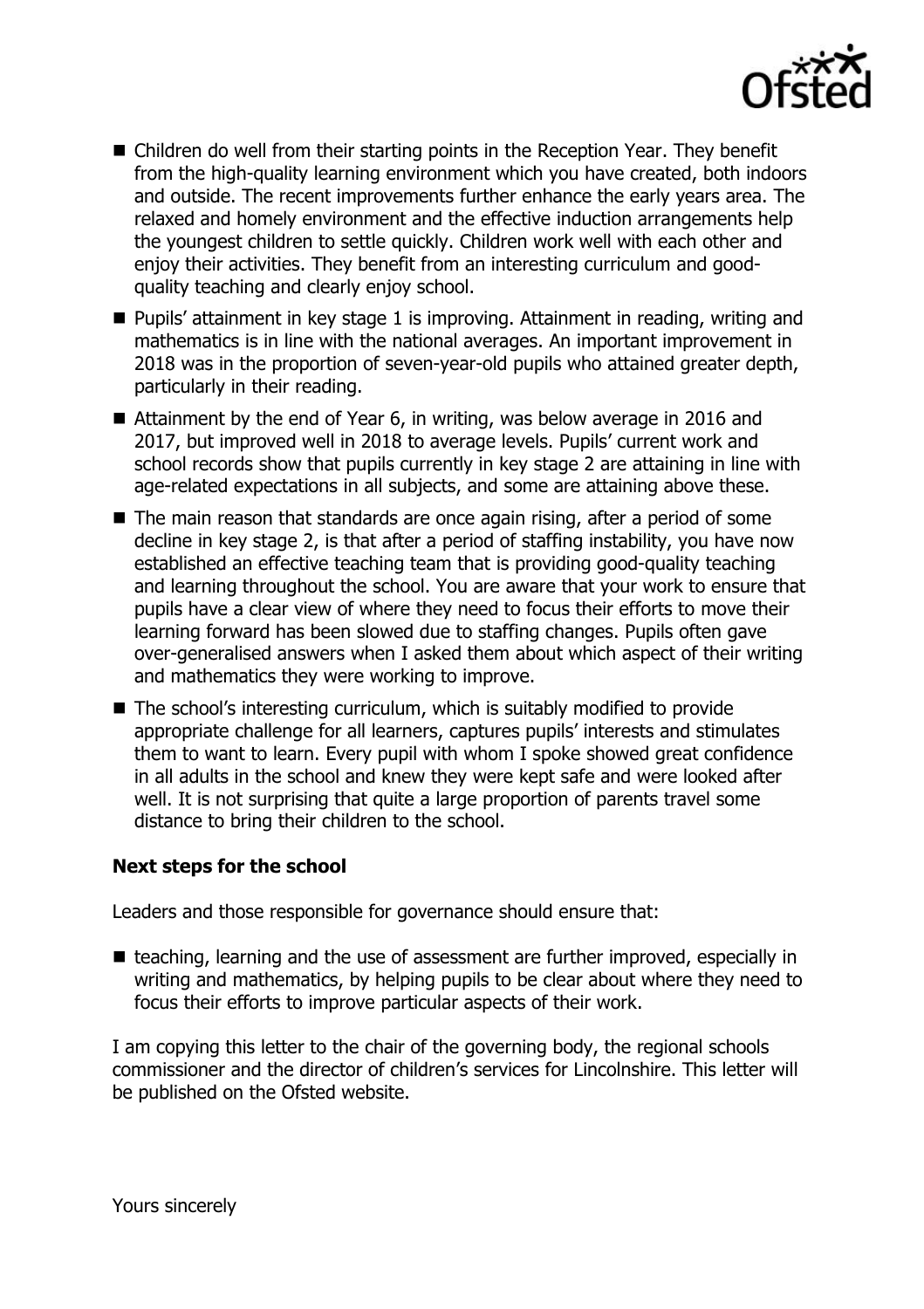- Children do well from their starting points in the Reception Year. They benefit from the high-quality learning environment which you have created, both indoors and outside. The recent improvements further enhance the early years area. The relaxed and homely environment and the effective induction arrangements help the youngest children to settle quickly. Children work well with each other and enjoy their activities. They benefit from an interesting curriculum and good-quality teaching and clearly enjoy school.
- Pupils' attainment in key stage 1 is improving. Attainment in reading, writing and mathematics is in line with the national averages. An important improvement in 2018 was in the proportion of seven-year-old pupils who attained greater depth, particularly in their reading.
- Attainment by the end of Year 6, in writing, was below average in 2016 and 2017, but improved well in 2018 to average levels. Pupils' current work and school records show that pupils currently in key stage 2 are attaining in line with age-related expectations in all subjects, and some are attaining above these.
- The main reason that standards are once again rising, after a period of some decline in key stage 2, is that after a period of staffing instability, you have now established an effective teaching team that is providing good-quality teaching and learning throughout the school. You are aware that your work to ensure that pupils have a clear view of where they need to focus their efforts to move their learning forward has been slowed due to staffing changes. Pupils often gave over-generalised answers when I asked them about which aspect of their writing and mathematics they were working to improve.
- The school's interesting curriculum, which is suitably modified to provide appropriate challenge for all learners, captures pupils' interests and stimulates them to want to learn. Every pupil with whom I spoke showed great confidence in all adults in the school and knew they were kept safe and were looked after well. It is not surprising that quite a large proportion of parents travel some distance to bring their children to the school.

### Next steps for the school

Leaders and those responsible for governance should ensure that:

- teaching, learning and the use of assessment are further improved, especially in writing and mathematics, by helping pupils to be clear about where they need to focus their efforts to improve particular aspects of their work.

I am copying this letter to the chair of the governing body, the regional schools commissioner and the director of children's services for Lincolnshire. This letter will be published on the Ofsted website.

Yours sincerely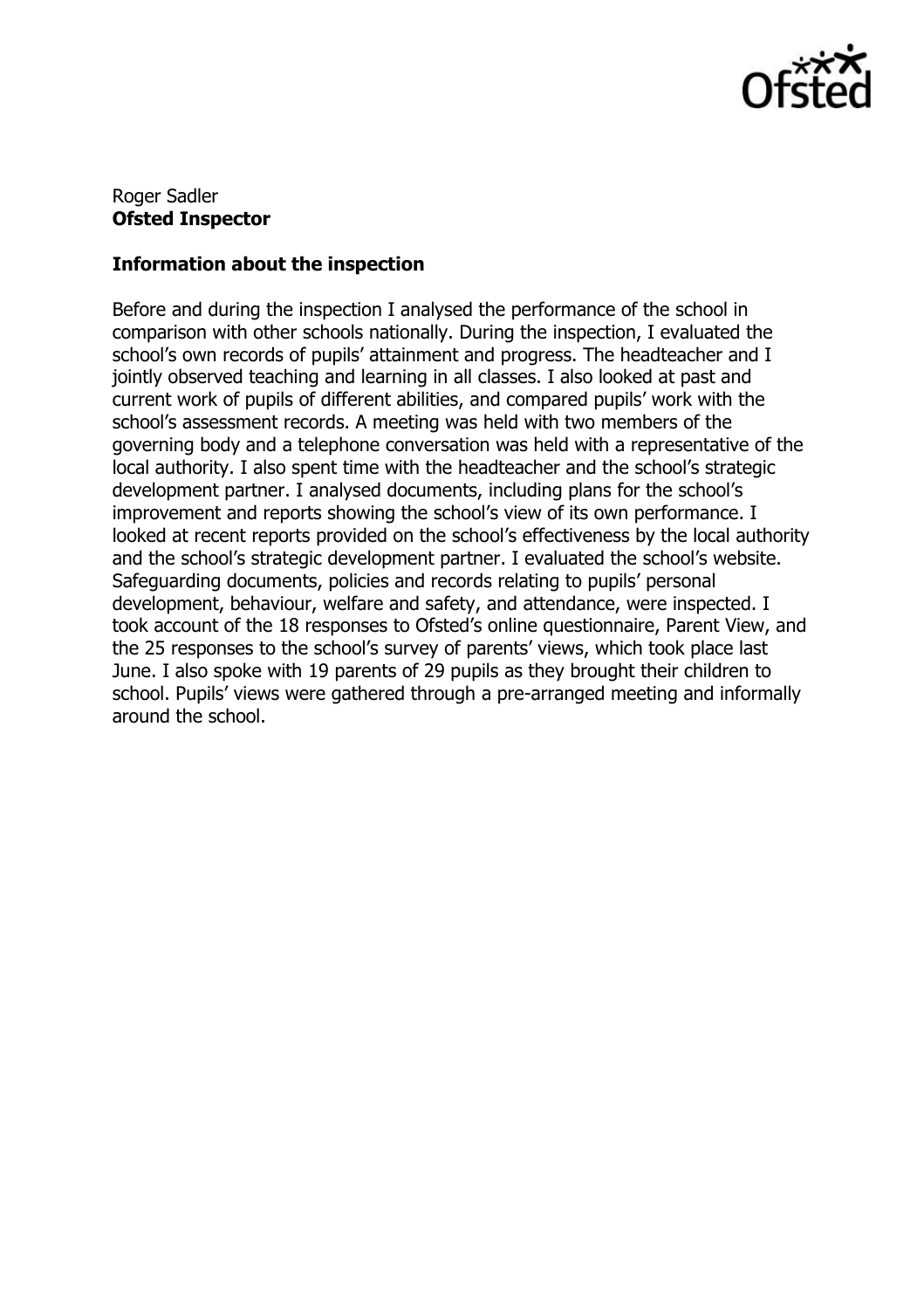Roger Sadler
**Ofsted Inspector**

## Information about the inspection

Before and during the inspection I analysed the performance of the school in comparison with other schools nationally. During the inspection, I evaluated the school's own records of pupils' attainment and progress. The headteacher and I jointly observed teaching and learning in all classes. I also looked at past and current work of pupils of different abilities, and compared pupils' work with the school's assessment records. A meeting was held with two members of the governing body and a telephone conversation was held with a representative of the local authority. I also spent time with the headteacher and the school's strategic development partner. I analysed documents, including plans for the school's improvement and reports showing the school's view of its own performance. I looked at recent reports provided on the school's effectiveness by the local authority and the school's strategic development partner. I evaluated the school's website. Safeguarding documents, policies and records relating to pupils' personal development, behaviour, welfare and safety, and attendance, were inspected. I took account of the 18 responses to Ofsted's online questionnaire, Parent View, and the 25 responses to the school's survey of parents' views, which took place last June. I also spoke with 19 parents of 29 pupils as they brought their children to school. Pupils' views were gathered through a pre-arranged meeting and informally around the school.